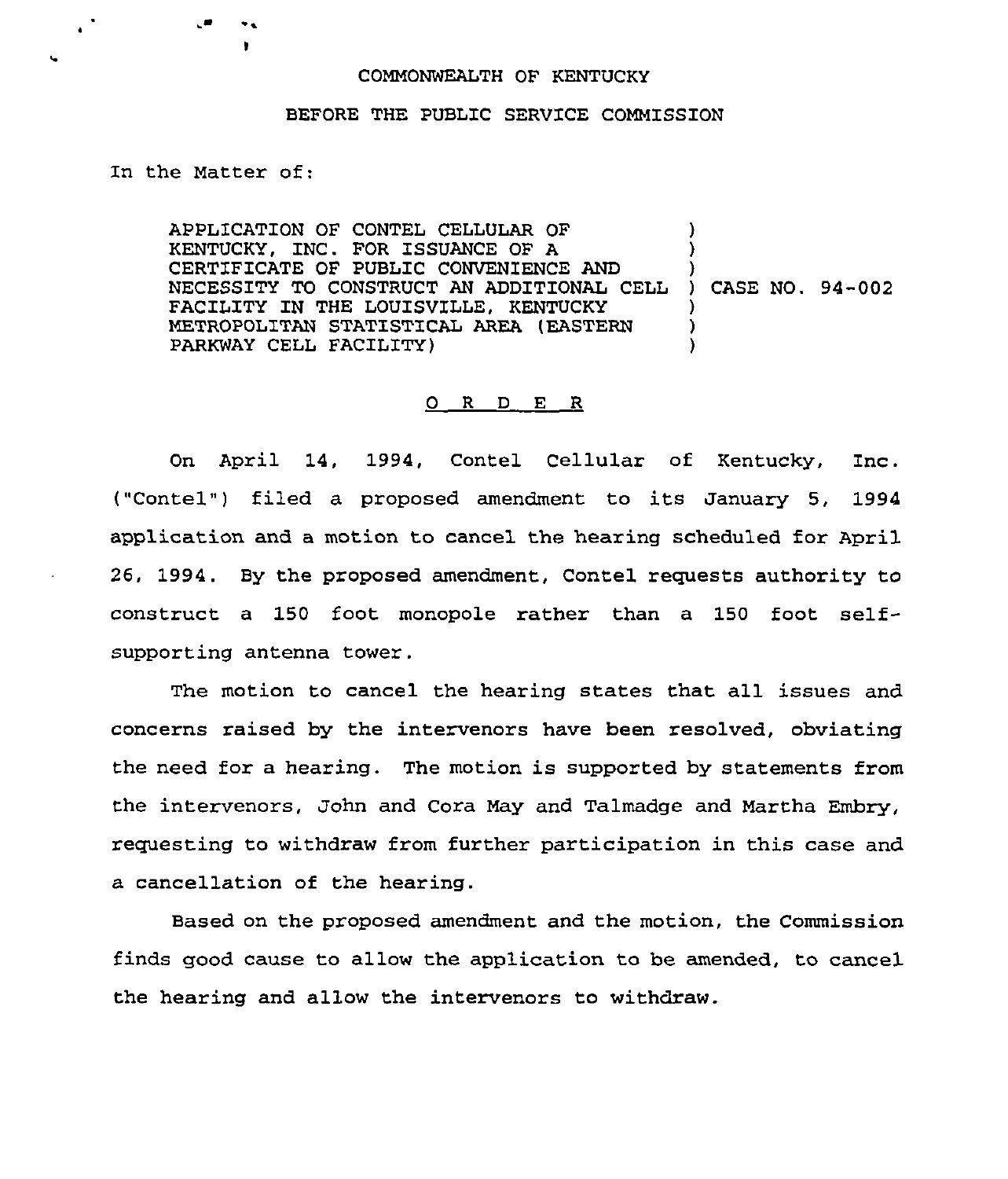COMMONWEALTH OF KENTUCKY

BEFORE THE PUBLIC SERVICE COMMISSION

In the Matter of:

APPLICATION OF CONTEL CELLULAR OF KENTUCKY, INC. FOR ISSUANCE OF A CERTIFICATE OF PUBLIC CONVENIENCE AND NECESSITY TO CONSTRUCT AN ADDITIONAL CELL FACILITY IN THE LOUISVILLE, KENTUCKY METROPOLITAN STATISTICAL AREA (EASTERN PARKWAY CELL FACILITY) ) CASE NO. 94-002

## O R D E R

On April 14, 1994, Contel Cellular of Kentucky, Inc. ("Contel") filed a proposed amendment to its January 5, 1994 application and a motion to cancel the hearing scheduled for April 26, 1994. By the proposed amendment, Contel requests authority to construct a 150 foot monopole rather than a 150 foot self-supporting antenna tower.

The motion to cancel the hearing states that all issues and concerns raised by the intervenors have been resolved, obviating the need for a hearing. The motion is supported by statements from the intervenors, John and Cora May and Talmadge and Martha Embry, requesting to withdraw from further participation in this case and a cancellation of the hearing.

Based on the proposed amendment and the motion, the Commission finds good cause to allow the application to be amended, to cancel the hearing and allow the intervenors to withdraw.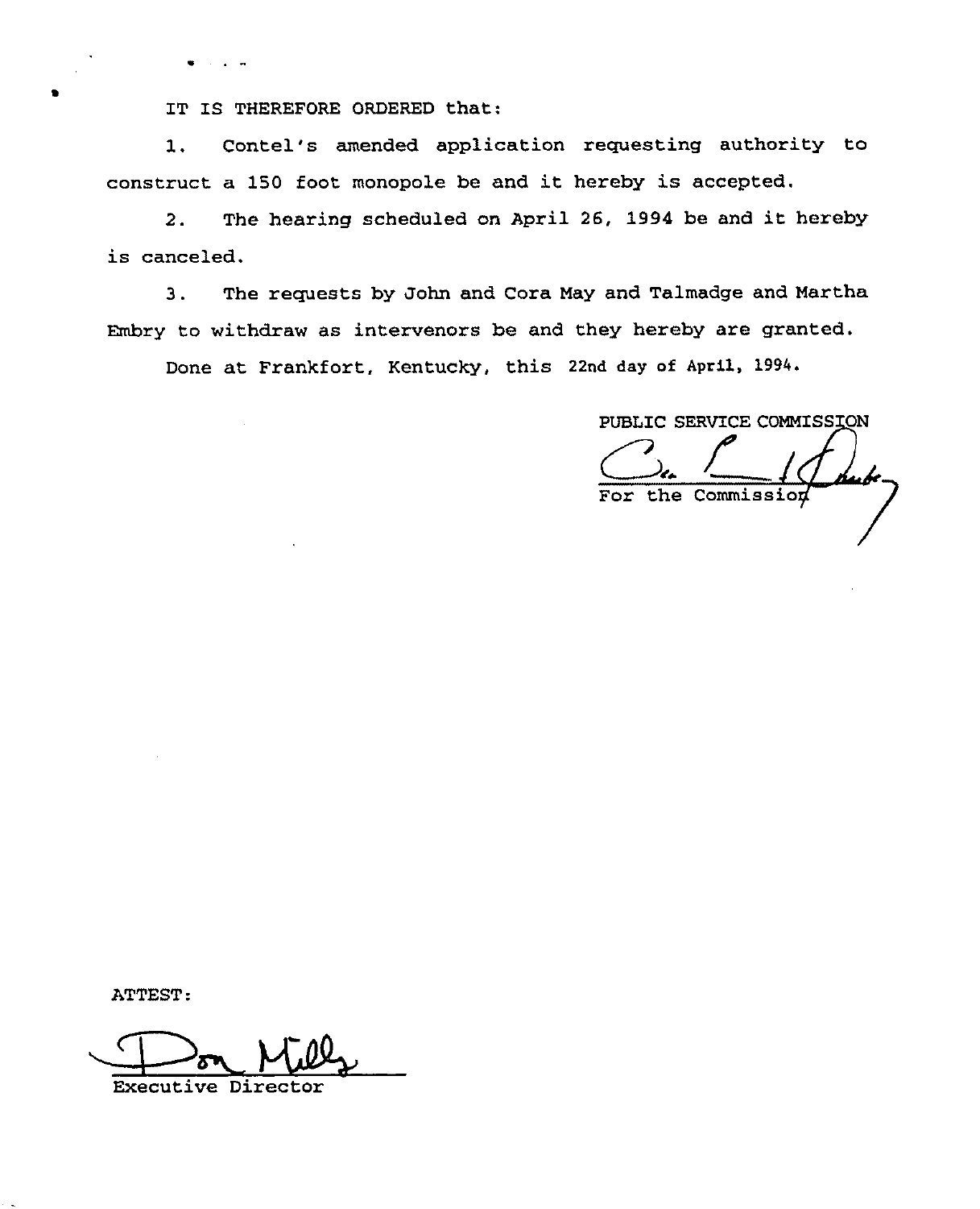IT IS THEREFORE ORDERED that:

1. Contel's amended application requesting authority to construct a 150 foot monopole be and it hereby is accepted.

2. The hearing scheduled on April 26, 1994 be and it hereby is canceled.

3. The requests by John and Cora May and Talmadge and Martha Embry to withdraw as intervenors be and they hereby are granted.

Done at Frankfort, Kentucky, this 22nd day of April, 1994.

PUBLIC SERVICE COMMISSION

For the Commission

ATTEST:

Executive Director